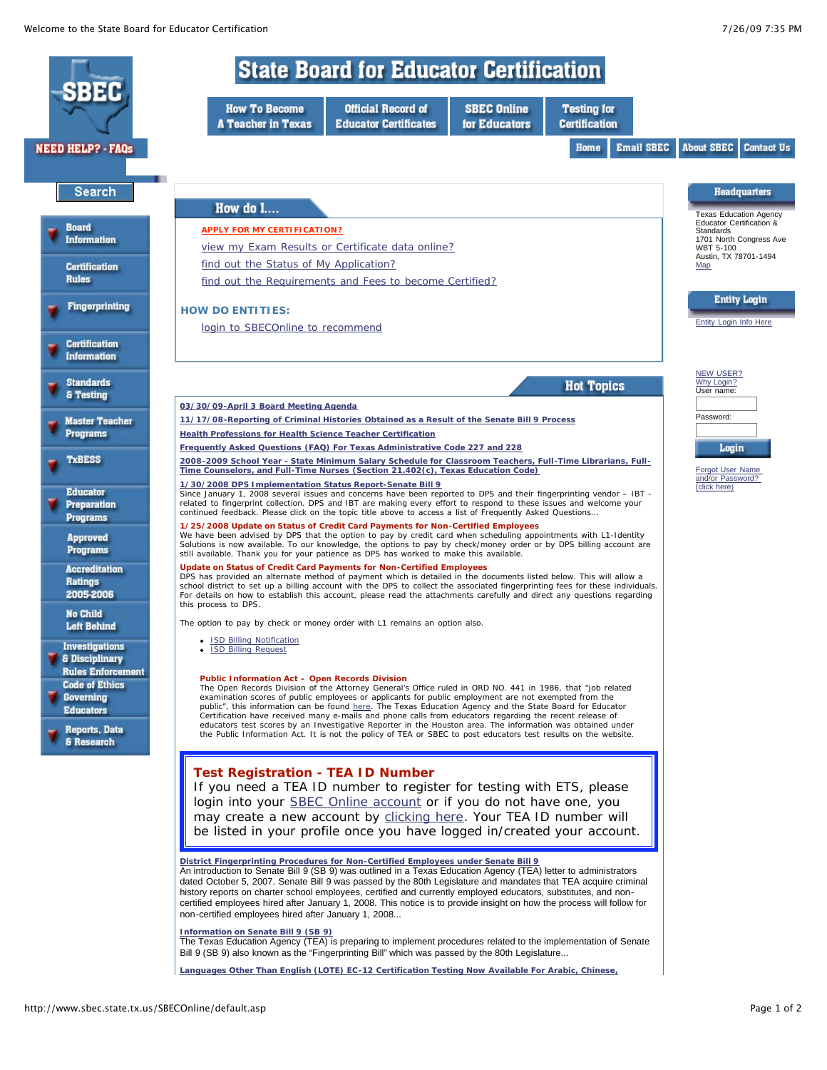# State Board for Educator Certification

SBEC

NEED HELP? - FAQs

How To Become A Teacher in Texas | Official Record of Educator Certificates | SBEC Online for Educators | Testing for Certification

Home | Email SBEC | About SBEC | Contact Us

Search

- Board Information
- Certification Rules
- Fingerprinting
- Certification Information
- Standards & Testing
- Master Teacher Programs
- TxBESS
- Educator Preparation Programs
- Approved Programs
- Accreditation Ratings 2005-2006
- No Child Left Behind
- Investigations & Disciplinary Rules Enforcement
- Code of Ethics Governing Educators
- Reports, Data & Research

## How do I....

**APPLY FOR MY CERTIFICATION?**

view my Exam Results or Certificate data online?

find out the Status of My Application?

find out the Requirements and Fees to become Certified?

**HOW DO ENTITIES:**

login to SBECOnline to recommend

## Hot Topics

**03/30/09-April 3 Board Meeting Agenda**

**11/17/08-Reporting of Criminal Histories Obtained as a Result of the Senate Bill 9 Process**

**Health Professions for Health Science Teacher Certification**

**Frequently Asked Questions (FAQ) For Texas Administrative Code 227 and 228**

**2008-2009 School Year - State Minimum Salary Schedule for Classroom Teachers, Full-Time Librarians, Full-Time Counselors, and Full-Time Nurses (Section 21.402(c), Texas Education Code)**

**1/30/2008 DPS Implementation Status Report-Senate Bill 9**

Since January 1, 2008 several issues and concerns have been reported to DPS and their fingerprinting vendor – IBT - related to fingerprint collection. DPS and IBT are making every effort to respond to these issues and welcome your continued feedback. Please click on the topic title above to access a list of Frequently Asked Questions...

**1/25/2008 Update on Status of Credit Card Payments for Non-Certified Employees**

We have been advised by DPS that the option to pay by credit card when scheduling appointments with L1-Identity Solutions is now available. To our knowledge, the options to pay by check/money order or by DPS billing account are still available. Thank you for your patience as DPS has worked to make this available.

**Update on Status of Credit Card Payments for Non-Certified Employees**

DPS has provided an alternate method of payment which is detailed in the documents listed below. This will allow a school district to set up a billing account with the DPS to collect the associated fingerprinting fees for these individuals. For details on how to establish this account, please read the attachments carefully and direct any questions regarding this process to DPS.

The option to pay by check or money order with L1 remains an option also.

- ISD Billing Notification
- ISD Billing Request

**Public Information Act – Open Records Division**

The Open Records Division of the Attorney General's Office ruled in ORD NO. 441 in 1986, that "job related examination scores of public employees or applicants for public employment are not exempted from the public", this information can be found here. The Texas Education Agency and the State Board for Educator Certification have received many e-mails and phone calls from educators regarding the recent release of educators test scores by an Investigative Reporter in the Houston area. The information was obtained under the Public Information Act. It is not the policy of TEA or SBEC to post educators test results on the website.

**Test Registration - TEA ID Number**

If you need a TEA ID number to register for testing with ETS, please login into your SBEC Online account or if you do not have one, you may create a new account by clicking here. Your TEA ID number will be listed in your profile once you have logged in/created your account.

**District Fingerprinting Procedures for Non-Certified Employees under Senate Bill 9**

An introduction to Senate Bill 9 (SB 9) was outlined in a Texas Education Agency (TEA) letter to administrators dated October 5, 2007. Senate Bill 9 was passed by the 80th Legislature and mandates that TEA acquire criminal history reports on charter school employees, certified and currently employed educators, substitutes, and non-certified employees hired after January 1, 2008. This notice is to provide insight on how the process will follow for non-certified employees hired after January 1, 2008...

**Information on Senate Bill 9 (SB 9)**

The Texas Education Agency (TEA) is preparing to implement procedures related to the implementation of Senate Bill 9 (SB 9) also known as the "Fingerprinting Bill" which was passed by the 80th Legislature...

**Languages Other Than English (LOTE) EC-12 Certification Testing Now Available For Arabic, Chinese,**

## Headquarters

Texas Education Agency
Educator Certification & Standards
1701 North Congress Ave
WBT 5-100
Austin, TX 78701-1494
Map

## Entity Login

Entity Login Info Here

NEW USER?
Why Login?
User name:

Password:

Login

Forgot User Name and/or Password? (click here)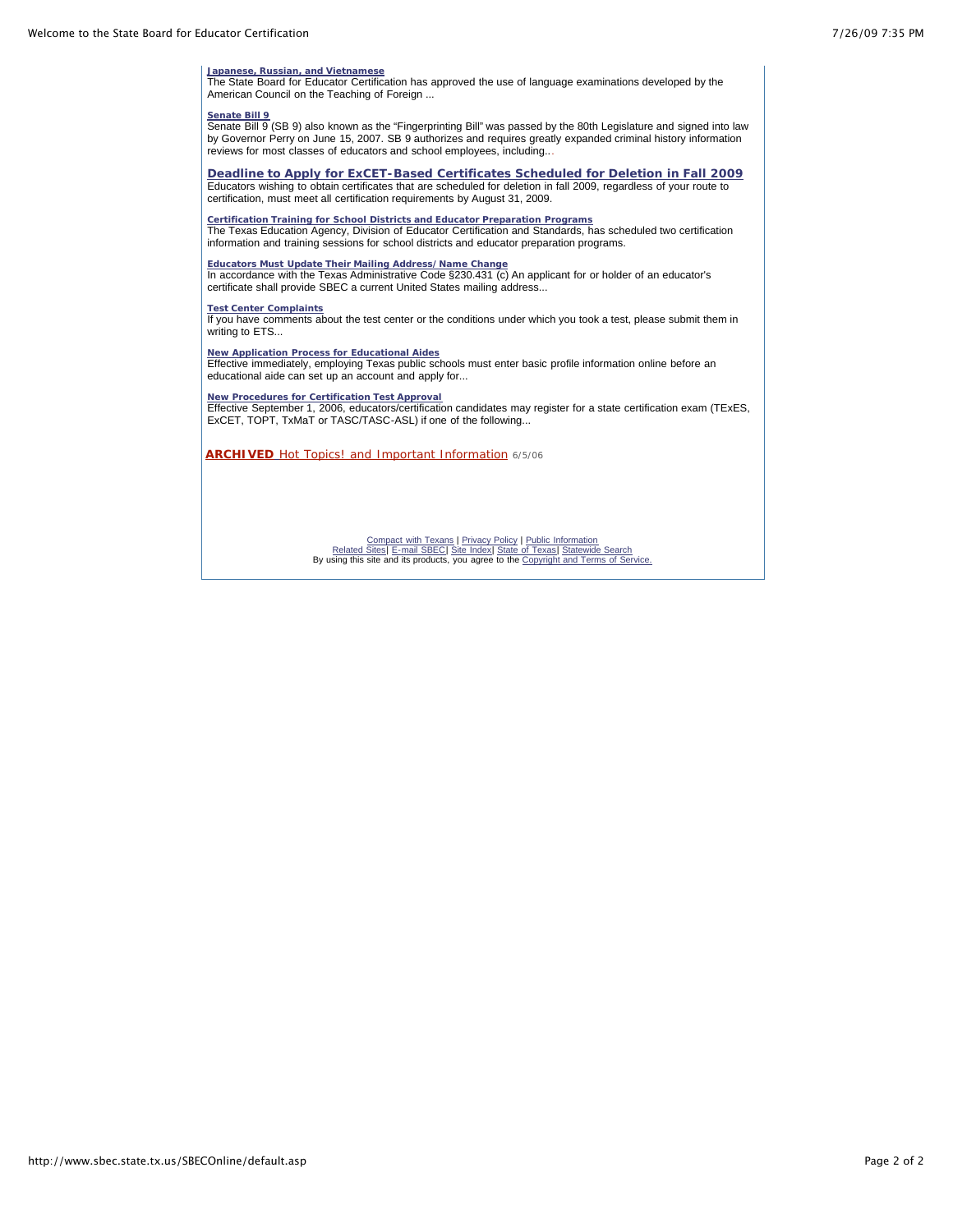**Japanese, Russian, and Vietnamese**
The State Board for Educator Certification has approved the use of language examinations developed by the American Council on the Teaching of Foreign ...

**Senate Bill 9**
Senate Bill 9 (SB 9) also known as the "Fingerprinting Bill" was passed by the 80th Legislature and signed into law by Governor Perry on June 15, 2007. SB 9 authorizes and requires greatly expanded criminal history information reviews for most classes of educators and school employees, including...

### Deadline to Apply for ExCET-Based Certificates Scheduled for Deletion in Fall 2009
Educators wishing to obtain certificates that are scheduled for deletion in fall 2009, regardless of your route to certification, must meet all certification requirements by August 31, 2009.

**Certification Training for School Districts and Educator Preparation Programs**
The Texas Education Agency, Division of Educator Certification and Standards, has scheduled two certification information and training sessions for school districts and educator preparation programs.

**Educators Must Update Their Mailing Address/ Name Change**
In accordance with the Texas Administrative Code §230.431 (c) An applicant for or holder of an educator's certificate shall provide SBEC a current United States mailing address...

**Test Center Complaints**
If you have comments about the test center or the conditions under which you took a test, please submit them in writing to ETS...

**New Application Process for Educational Aides**
Effective immediately, employing Texas public schools must enter basic profile information online before an educational aide can set up an account and apply for...

**New Procedures for Certification Test Approval**
Effective September 1, 2006, educators/certification candidates may register for a state certification exam (TExES, ExCET, TOPT, TxMaT or TASC/TASC-ASL) if one of the following...

**ARCHIVED** Hot Topics! and Important Information 6/5/06

Compact with Texans | Privacy Policy | Public Information
Related Sites| E-mail SBEC| Site Index| State of Texas| Statewide Search
By using this site and its products, you agree to the Copyright and Terms of Service.